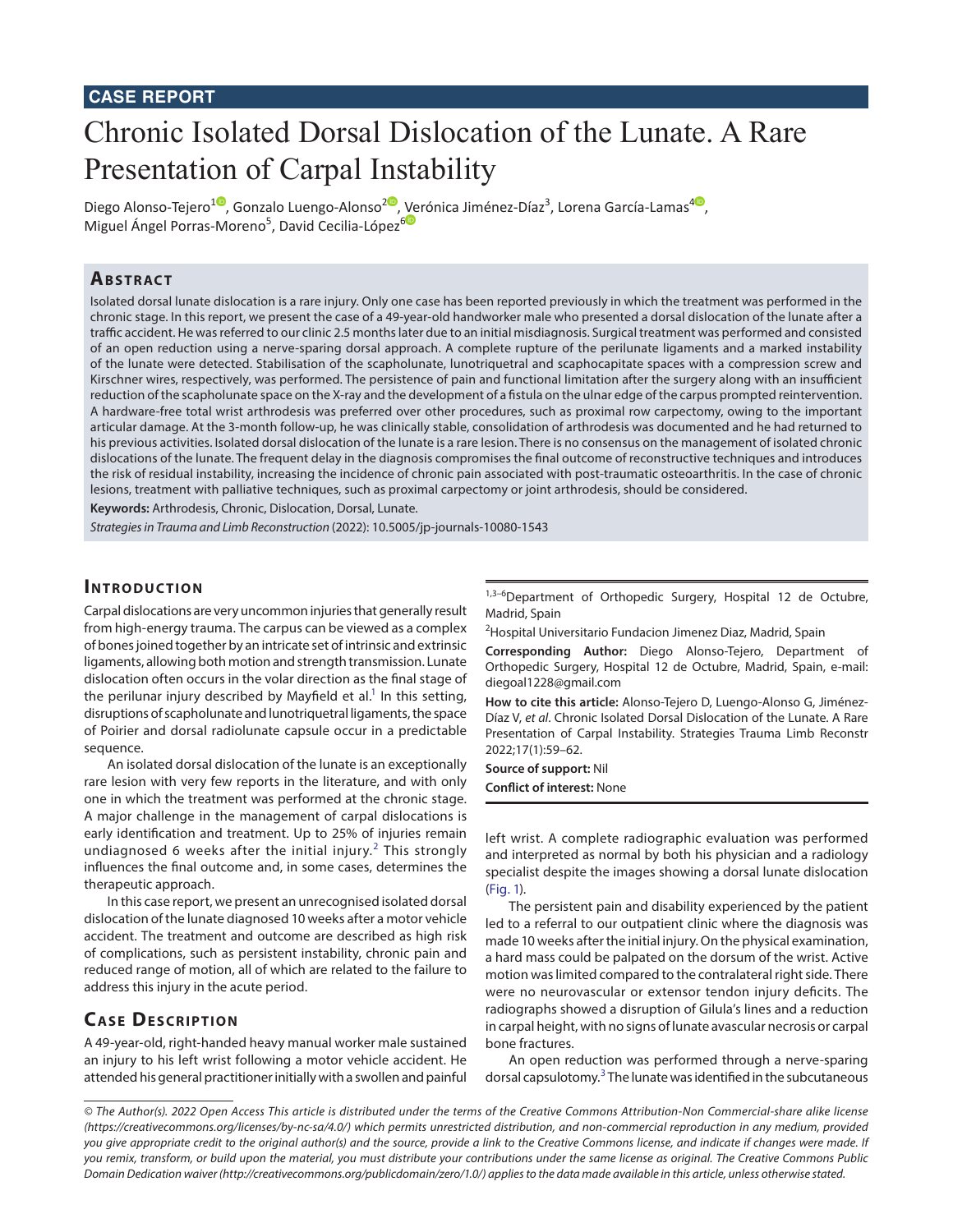## CASE REPORT

# Chronic Isolated Dorsal Dislocation of the Lunate. A Rare Presentation of Carpal Instability

Diego Alonso-Tejero[1], Gonzalo Luengo-Alonso[2], Verónica Jiménez-Díaz[3], Lorena García-Lamas[4], Miguel Ángel Porras-Moreno[5], David Cecilia-López[6]

## Abstract

Isolated dorsal lunate dislocation is a rare injury. Only one case has been reported previously in which the treatment was performed in the chronic stage. In this report, we present the case of a 49-year-old handworker male who presented a dorsal dislocation of the lunate after a traffic accident. He was referred to our clinic 2.5 months later due to an initial misdiagnosis. Surgical treatment was performed and consisted of an open reduction using a nerve-sparing dorsal approach. A complete rupture of the perilunate ligaments and a marked instability of the lunate were detected. Stabilisation of the scapholunate, lunotriquetral and scaphocapitate spaces with a compression screw and Kirschner wires, respectively, was performed. The persistence of pain and functional limitation after the surgery along with an insufficient reduction of the scapholunate space on the X-ray and the development of a fistula on the ulnar edge of the carpus prompted reintervention. A hardware-free total wrist arthrodesis was preferred over other procedures, such as proximal row carpectomy, owing to the important articular damage. At the 3-month follow-up, he was clinically stable, consolidation of arthrodesis was documented and he had returned to his previous activities. Isolated dorsal dislocation of the lunate is a rare lesion. There is no consensus on the management of isolated chronic dislocations of the lunate. The frequent delay in the diagnosis compromises the final outcome of reconstructive techniques and introduces the risk of residual instability, increasing the incidence of chronic pain associated with post-traumatic osteoarthritis. In the case of chronic lesions, treatment with palliative techniques, such as proximal carpectomy or joint arthrodesis, should be considered.

**Keywords:** Arthrodesis, Chronic, Dislocation, Dorsal, Lunate.

*Strategies in Trauma and Limb Reconstruction* (2022): 10.5005/jp-journals-10080-1543

## Introduction

Carpal dislocations are very uncommon injuries that generally result from high-energy trauma. The carpus can be viewed as a complex of bones joined together by an intricate set of intrinsic and extrinsic ligaments, allowing both motion and strength transmission. Lunate dislocation often occurs in the volar direction as the final stage of the perilunar injury described by Mayfield et al.[1] In this setting, disruptions of scapholunate and lunotriquetral ligaments, the space of Poirier and dorsal radiolunate capsule occur in a predictable sequence.

An isolated dorsal dislocation of the lunate is an exceptionally rare lesion with very few reports in the literature, and with only one in which the treatment was performed at the chronic stage. A major challenge in the management of carpal dislocations is early identification and treatment. Up to 25% of injuries remain undiagnosed 6 weeks after the initial injury.[2] This strongly influences the final outcome and, in some cases, determines the therapeutic approach.

In this case report, we present an unrecognised isolated dorsal dislocation of the lunate diagnosed 10 weeks after a motor vehicle accident. The treatment and outcome are described as high risk of complications, such as persistent instability, chronic pain and reduced range of motion, all of which are related to the failure to address this injury in the acute period.

## Case Description

A 49-year-old, right-handed heavy manual worker male sustained an injury to his left wrist following a motor vehicle accident. He attended his general practitioner initially with a swollen and painful left wrist. A complete radiographic evaluation was performed and interpreted as normal by both his physician and a radiology specialist despite the images showing a dorsal lunate dislocation (Fig. 1).

The persistent pain and disability experienced by the patient led to a referral to our outpatient clinic where the diagnosis was made 10 weeks after the initial injury. On the physical examination, a hard mass could be palpated on the dorsum of the wrist. Active motion was limited compared to the contralateral right side. There were no neurovascular or extensor tendon injury deficits. The radiographs showed a disruption of Gilula's lines and a reduction in carpal height, with no signs of lunate avascular necrosis or carpal bone fractures.

An open reduction was performed through a nerve-sparing dorsal capsulotomy.[3] The lunate was identified in the subcutaneous

[1,3–6]Department of Orthopedic Surgery, Hospital 12 de Octubre, Madrid, Spain

[2]Hospital Universitario Fundacion Jimenez Diaz, Madrid, Spain

**Corresponding Author:** Diego Alonso-Tejero, Department of Orthopedic Surgery, Hospital 12 de Octubre, Madrid, Spain, e-mail: diegoal1228@gmail.com

**How to cite this article:** Alonso-Tejero D, Luengo-Alonso G, Jiménez-Díaz V, *et al*. Chronic Isolated Dorsal Dislocation of the Lunate. A Rare Presentation of Carpal Instability. Strategies Trauma Limb Reconstr 2022;17(1):59–62.

**Source of support:** Nil

**Conflict of interest:** None

*© The Author(s). 2022 Open Access This article is distributed under the terms of the Creative Commons Attribution-Non Commercial-share alike license (https://creativecommons.org/licenses/by-nc-sa/4.0/) which permits unrestricted distribution, and non-commercial reproduction in any medium, provided you give appropriate credit to the original author(s) and the source, provide a link to the Creative Commons license, and indicate if changes were made. If you remix, transform, or build upon the material, you must distribute your contributions under the same license as original. The Creative Commons Public Domain Dedication waiver (http://creativecommons.org/publicdomain/zero/1.0/) applies to the data made available in this article, unless otherwise stated.*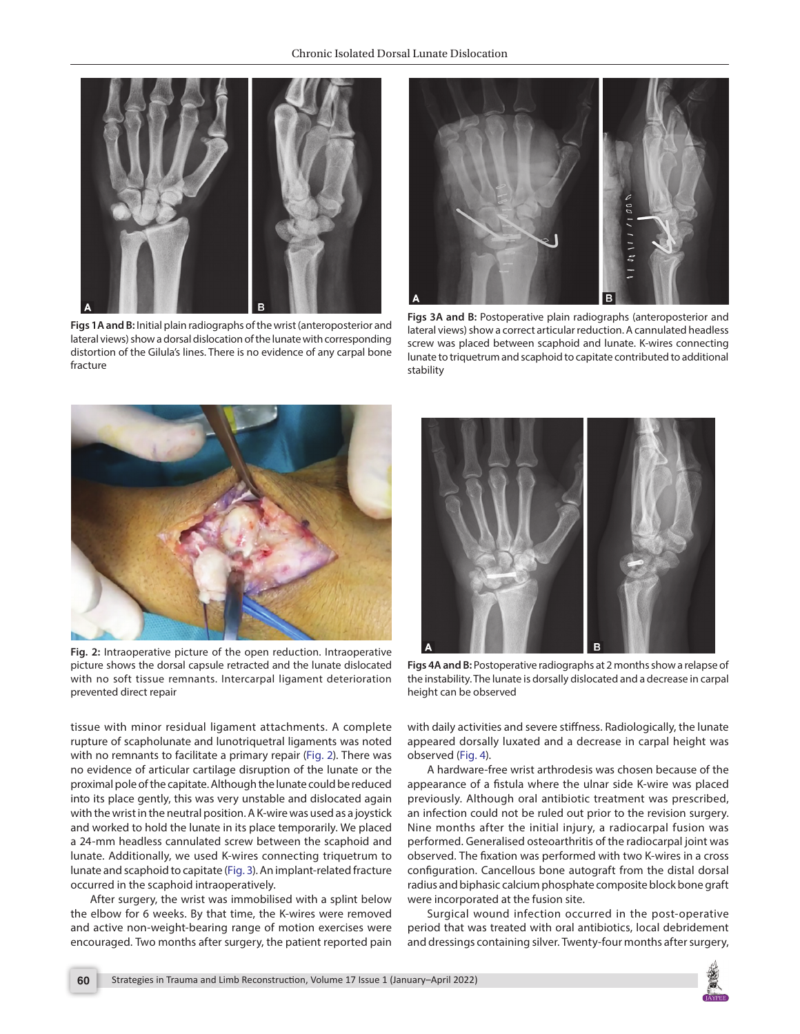Figs 1A and B: Initial plain radiographs of the wrist (anteroposterior and lateral views) show a dorsal dislocation of the lunate with corresponding distortion of the Gilula's lines. There is no evidence of any carpal bone fracture

Figs 3A and B: Postoperative plain radiographs (anteroposterior and lateral views) show a correct articular reduction. A cannulated headless screw was placed between scaphoid and lunate. K-wires connecting lunate to triquetrum and scaphoid to capitate contributed to additional stability

Fig. 2: Intraoperative picture of the open reduction. Intraoperative picture shows the dorsal capsule retracted and the lunate dislocated with no soft tissue remnants. Intercarpal ligament deterioration prevented direct repair

Figs 4A and B: Postoperative radiographs at 2 months show a relapse of the instability. The lunate is dorsally dislocated and a decrease in carpal height can be observed

tissue with minor residual ligament attachments. A complete rupture of scapholunate and lunotriquetral ligaments was noted with no remnants to facilitate a primary repair (Fig. 2). There was no evidence of articular cartilage disruption of the lunate or the proximal pole of the capitate. Although the lunate could be reduced into its place gently, this was very unstable and dislocated again with the wrist in the neutral position. A K-wire was used as a joystick and worked to hold the lunate in its place temporarily. We placed a 24-mm headless cannulated screw between the scaphoid and lunate. Additionally, we used K-wires connecting triquetrum to lunate and scaphoid to capitate (Fig. 3). An implant-related fracture occurred in the scaphoid intraoperatively.

After surgery, the wrist was immobilised with a splint below the elbow for 6 weeks. By that time, the K-wires were removed and active non-weight-bearing range of motion exercises were encouraged. Two months after surgery, the patient reported pain with daily activities and severe stiffness. Radiologically, the lunate appeared dorsally luxated and a decrease in carpal height was observed (Fig. 4).

A hardware-free wrist arthrodesis was chosen because of the appearance of a fistula where the ulnar side K-wire was placed previously. Although oral antibiotic treatment was prescribed, an infection could not be ruled out prior to the revision surgery. Nine months after the initial injury, a radiocarpal fusion was performed. Generalised osteoarthritis of the radiocarpal joint was observed. The fixation was performed with two K-wires in a cross configuration. Cancellous bone autograft from the distal dorsal radius and biphasic calcium phosphate composite block bone graft were incorporated at the fusion site.

Surgical wound infection occurred in the post-operative period that was treated with oral antibiotics, local debridement and dressings containing silver. Twenty-four months after surgery,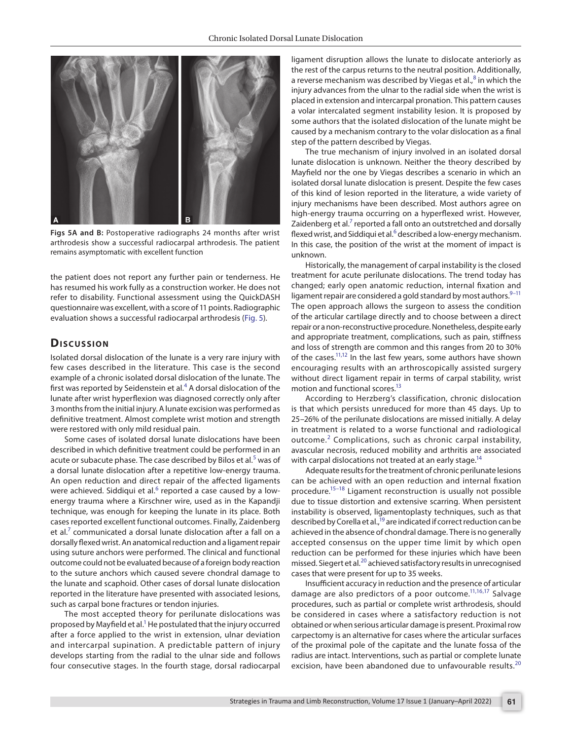Figs 5A and B: Postoperative radiographs 24 months after wrist arthrodesis show a successful radiocarpal arthrodesis. The patient remains asymptomatic with excellent function

the patient does not report any further pain or tenderness. He has resumed his work fully as a construction worker. He does not refer to disability. Functional assessment using the QuickDASH questionnaire was excellent, with a score of 11 points. Radiographic evaluation shows a successful radiocarpal arthrodesis (Fig. 5).

## Discussion

Isolated dorsal dislocation of the lunate is a very rare injury with few cases described in the literature. This case is the second example of a chronic isolated dorsal dislocation of the lunate. The first was reported by Seidenstein et al.[4] A dorsal dislocation of the lunate after wrist hyperflexion was diagnosed correctly only after 3 months from the initial injury. A lunate excision was performed as definitive treatment. Almost complete wrist motion and strength were restored with only mild residual pain.

Some cases of isolated dorsal lunate dislocations have been described in which definitive treatment could be performed in an acute or subacute phase. The case described by Bilos et al.[5] was of a dorsal lunate dislocation after a repetitive low-energy trauma. An open reduction and direct repair of the affected ligaments were achieved. Siddiqui et al.[6] reported a case caused by a low-energy trauma where a Kirschner wire, used as in the Kapandji technique, was enough for keeping the lunate in its place. Both cases reported excellent functional outcomes. Finally, Zaidenberg et al.[7] communicated a dorsal lunate dislocation after a fall on a dorsally flexed wrist. An anatomical reduction and a ligament repair using suture anchors were performed. The clinical and functional outcome could not be evaluated because of a foreign body reaction to the suture anchors which caused severe chondral damage to the lunate and scaphoid. Other cases of dorsal lunate dislocation reported in the literature have presented with associated lesions, such as carpal bone fractures or tendon injuries.

The most accepted theory for perilunate dislocations was proposed by Mayfield et al.[1] He postulated that the injury occurred after a force applied to the wrist in extension, ulnar deviation and intercarpal supination. A predictable pattern of injury develops starting from the radial to the ulnar side and follows four consecutive stages. In the fourth stage, dorsal radiocarpal ligament disruption allows the lunate to dislocate anteriorly as the rest of the carpus returns to the neutral position. Additionally, a reverse mechanism was described by Viegas et al.,[8] in which the injury advances from the ulnar to the radial side when the wrist is placed in extension and intercarpal pronation. This pattern causes a volar intercalated segment instability lesion. It is proposed by some authors that the isolated dislocation of the lunate might be caused by a mechanism contrary to the volar dislocation as a final step of the pattern described by Viegas.

The true mechanism of injury involved in an isolated dorsal lunate dislocation is unknown. Neither the theory described by Mayfield nor the one by Viegas describes a scenario in which an isolated dorsal lunate dislocation is present. Despite the few cases of this kind of lesion reported in the literature, a wide variety of injury mechanisms have been described. Most authors agree on high-energy trauma occurring on a hyperflexed wrist. However, Zaidenberg et al.[7] reported a fall onto an outstretched and dorsally flexed wrist, and Siddiqui et al.[6] described a low-energy mechanism. In this case, the position of the wrist at the moment of impact is unknown.

Historically, the management of carpal instability is the closed treatment for acute perilunate dislocations. The trend today has changed; early open anatomic reduction, internal fixation and ligament repair are considered a gold standard by most authors.[9–11] The open approach allows the surgeon to assess the condition of the articular cartilage directly and to choose between a direct repair or a non-reconstructive procedure. Nonetheless, despite early and appropriate treatment, complications, such as pain, stiffness and loss of strength are common and this ranges from 20 to 30% of the cases.[11,12] In the last few years, some authors have shown encouraging results with an arthroscopically assisted surgery without direct ligament repair in terms of carpal stability, wrist motion and functional scores.[13]

According to Herzberg's classification, chronic dislocation is that which persists unreduced for more than 45 days. Up to 25–26% of the perilunate dislocations are missed initially. A delay in treatment is related to a worse functional and radiological outcome.[2] Complications, such as chronic carpal instability, avascular necrosis, reduced mobility and arthritis are associated with carpal dislocations not treated at an early stage.[14]

Adequate results for the treatment of chronic perilunate lesions can be achieved with an open reduction and internal fixation procedure.[15–18] Ligament reconstruction is usually not possible due to tissue distortion and extensive scarring. When persistent instability is observed, ligamentoplasty techniques, such as that described by Corella et al.,[19] are indicated if correct reduction can be achieved in the absence of chondral damage. There is no generally accepted consensus on the upper time limit by which open reduction can be performed for these injuries which have been missed. Siegert et al.[20] achieved satisfactory results in unrecognised cases that were present for up to 35 weeks.

Insufficient accuracy in reduction and the presence of articular damage are also predictors of a poor outcome.[11,16,17] Salvage procedures, such as partial or complete wrist arthrodesis, should be considered in cases where a satisfactory reduction is not obtained or when serious articular damage is present. Proximal row carpectomy is an alternative for cases where the articular surfaces of the proximal pole of the capitate and the lunate fossa of the radius are intact. Interventions, such as partial or complete lunate excision, have been abandoned due to unfavourable results.[20]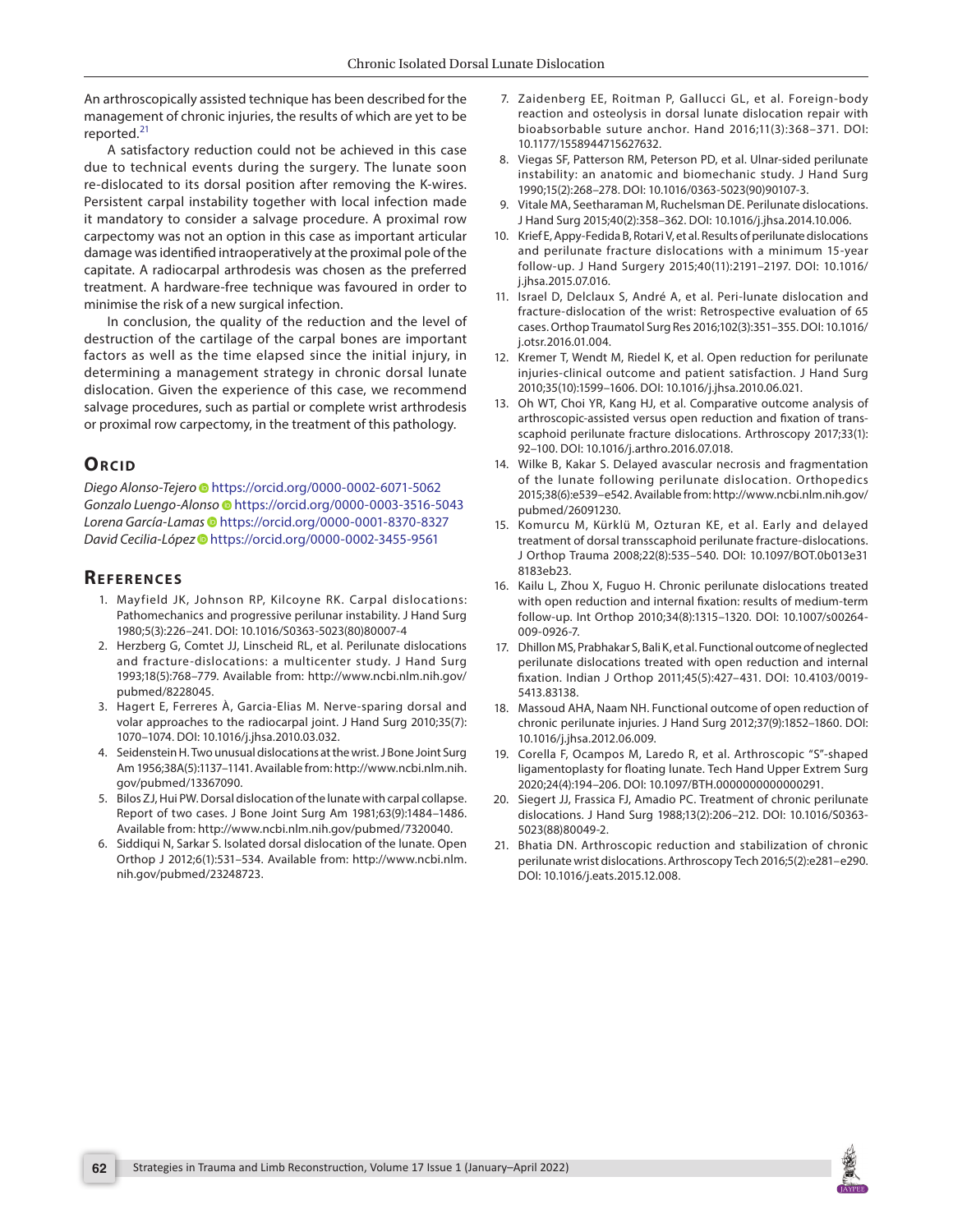An arthroscopically assisted technique has been described for the management of chronic injuries, the results of which are yet to be reported.[21]

A satisfactory reduction could not be achieved in this case due to technical events during the surgery. The lunate soon re-dislocated to its dorsal position after removing the K-wires. Persistent carpal instability together with local infection made it mandatory to consider a salvage procedure. A proximal row carpectomy was not an option in this case as important articular damage was identified intraoperatively at the proximal pole of the capitate. A radiocarpal arthrodesis was chosen as the preferred treatment. A hardware-free technique was favoured in order to minimise the risk of a new surgical infection.

In conclusion, the quality of the reduction and the level of destruction of the cartilage of the carpal bones are important factors as well as the time elapsed since the initial injury, in determining a management strategy in chronic dorsal lunate dislocation. Given the experience of this case, we recommend salvage procedures, such as partial or complete wrist arthrodesis or proximal row carpectomy, in the treatment of this pathology.

## Orcid

*Diego Alonso-Tejero* https://orcid.org/0000-0002-6071-5062
*Gonzalo Luengo-Alonso* https://orcid.org/0000-0003-3516-5043
*Lorena García-Lamas* https://orcid.org/0000-0001-8370-8327
*David Cecilia-López* https://orcid.org/0000-0002-3455-9561

## References

1. Mayfield JK, Johnson RP, Kilcoyne RK. Carpal dislocations: Pathomechanics and progressive perilunar instability. J Hand Surg 1980;5(3):226–241. DOI: 10.1016/S0363-5023(80)80007-4
2. Herzberg G, Comtet JJ, Linscheid RL, et al. Perilunate dislocations and fracture-dislocations: a multicenter study. J Hand Surg 1993;18(5):768–779. Available from: http://www.ncbi.nlm.nih.gov/pubmed/8228045.
3. Hagert E, Ferreres À, Garcia-Elias M. Nerve-sparing dorsal and volar approaches to the radiocarpal joint. J Hand Surg 2010;35(7):1070–1074. DOI: 10.1016/j.jhsa.2010.03.032.
4. Seidenstein H. Two unusual dislocations at the wrist. J Bone Joint Surg Am 1956;38A(5):1137–1141. Available from: http://www.ncbi.nlm.nih.gov/pubmed/13367090.
5. Bilos ZJ, Hui PW. Dorsal dislocation of the lunate with carpal collapse. Report of two cases. J Bone Joint Surg Am 1981;63(9):1484–1486. Available from: http://www.ncbi.nlm.nih.gov/pubmed/7320040.
6. Siddiqui N, Sarkar S. Isolated dorsal dislocation of the lunate. Open Orthop J 2012;6(1):531–534. Available from: http://www.ncbi.nlm.nih.gov/pubmed/23248723.
7. Zaidenberg EE, Roitman P, Gallucci GL, et al. Foreign-body reaction and osteolysis in dorsal lunate dislocation repair with bioabsorbable suture anchor. Hand 2016;11(3):368–371. DOI: 10.1177/1558944715627632.
8. Viegas SF, Patterson RM, Peterson PD, et al. Ulnar-sided perilunate instability: an anatomic and biomechanic study. J Hand Surg 1990;15(2):268–278. DOI: 10.1016/0363-5023(90)90107-3.
9. Vitale MA, Seetharaman M, Ruchelsman DE. Perilunate dislocations. J Hand Surg 2015;40(2):358–362. DOI: 10.1016/j.jhsa.2014.10.006.
10. Krief E, Appy-Fedida B, Rotari V, et al. Results of perilunate dislocations and perilunate fracture dislocations with a minimum 15-year follow-up. J Hand Surgery 2015;40(11):2191–2197. DOI: 10.1016/j.jhsa.2015.07.016.
11. Israel D, Delclaux S, André A, et al. Peri-lunate dislocation and fracture-dislocation of the wrist: Retrospective evaluation of 65 cases. Orthop Traumatol Surg Res 2016;102(3):351–355. DOI: 10.1016/j.otsr.2016.01.004.
12. Kremer T, Wendt M, Riedel K, et al. Open reduction for perilunate injuries-clinical outcome and patient satisfaction. J Hand Surg 2010;35(10):1599–1606. DOI: 10.1016/j.jhsa.2010.06.021.
13. Oh WT, Choi YR, Kang HJ, et al. Comparative outcome analysis of arthroscopic-assisted versus open reduction and fixation of trans-scaphoid perilunate fracture dislocations. Arthroscopy 2017;33(1):92–100. DOI: 10.1016/j.arthro.2016.07.018.
14. Wilke B, Kakar S. Delayed avascular necrosis and fragmentation of the lunate following perilunate dislocation. Orthopedics 2015;38(6):e539–e542. Available from: http://www.ncbi.nlm.nih.gov/pubmed/26091230.
15. Komurcu M, Kürklü M, Ozturan KE, et al. Early and delayed treatment of dorsal transscaphoid perilunate fracture-dislocations. J Orthop Trauma 2008;22(8):535–540. DOI: 10.1097/BOT.0b013e318183eb23.
16. Kailu L, Zhou X, Fuguo H. Chronic perilunate dislocations treated with open reduction and internal fixation: results of medium-term follow-up. Int Orthop 2010;34(8):1315–1320. DOI: 10.1007/s00264-009-0926-7.
17. Dhillon MS, Prabhakar S, Bali K, et al. Functional outcome of neglected perilunate dislocations treated with open reduction and internal fixation. Indian J Orthop 2011;45(5):427–431. DOI: 10.4103/0019-5413.83138.
18. Massoud AHA, Naam NH. Functional outcome of open reduction of chronic perilunate injuries. J Hand Surg 2012;37(9):1852–1860. DOI: 10.1016/j.jhsa.2012.06.009.
19. Corella F, Ocampos M, Laredo R, et al. Arthroscopic "S"-shaped ligamentoplasty for floating lunate. Tech Hand Upper Extrem Surg 2020;24(4):194–206. DOI: 10.1097/BTH.0000000000000291.
20. Siegert JJ, Frassica FJ, Amadio PC. Treatment of chronic perilunate dislocations. J Hand Surg 1988;13(2):206–212. DOI: 10.1016/S0363-5023(88)80049-2.
21. Bhatia DN. Arthroscopic reduction and stabilization of chronic perilunate wrist dislocations. Arthroscopy Tech 2016;5(2):e281–e290. DOI: 10.1016/j.eats.2015.12.008.